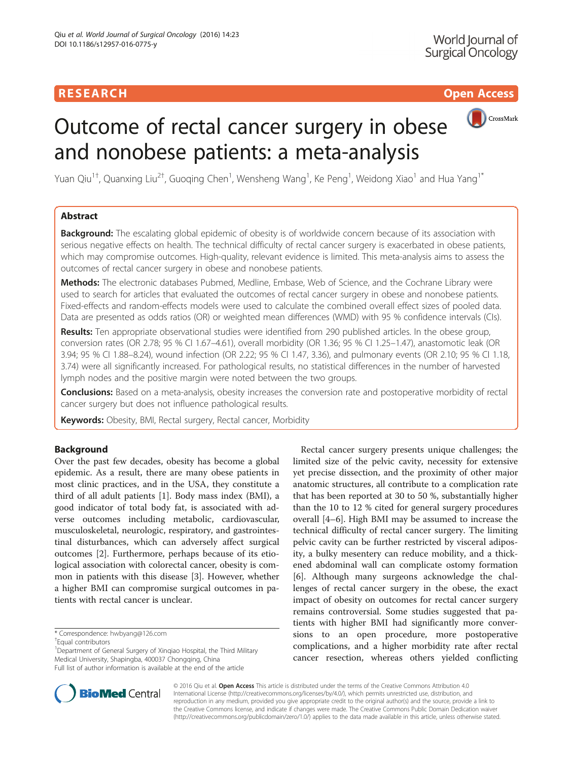RESEARCH

Open Access

# Outcome of rectal cancer surgery in obese and nonobese patients: a meta-analysis

Yuan Qiu[1†], Quanxing Liu[2†], Guoqing Chen[1], Wensheng Wang[1], Ke Peng[1], Weidong Xiao[1] and Hua Yang[1*]

## Abstract

**Background:** The escalating global epidemic of obesity is of worldwide concern because of its association with serious negative effects on health. The technical difficulty of rectal cancer surgery is exacerbated in obese patients, which may compromise outcomes. High-quality, relevant evidence is limited. This meta-analysis aims to assess the outcomes of rectal cancer surgery in obese and nonobese patients.

**Methods:** The electronic databases Pubmed, Medline, Embase, Web of Science, and the Cochrane Library were used to search for articles that evaluated the outcomes of rectal cancer surgery in obese and nonobese patients. Fixed-effects and random-effects models were used to calculate the combined overall effect sizes of pooled data. Data are presented as odds ratios (OR) or weighted mean differences (WMD) with 95 % confidence intervals (CIs).

**Results:** Ten appropriate observational studies were identified from 290 published articles. In the obese group, conversion rates (OR 2.78; 95 % CI 1.67–4.61), overall morbidity (OR 1.36; 95 % CI 1.25–1.47), anastomotic leak (OR 3.94; 95 % CI 1.88–8.24), wound infection (OR 2.22; 95 % CI 1.47, 3.36), and pulmonary events (OR 2.10; 95 % CI 1.18, 3.74) were all significantly increased. For pathological results, no statistical differences in the number of harvested lymph nodes and the positive margin were noted between the two groups.

**Conclusions:** Based on a meta-analysis, obesity increases the conversion rate and postoperative morbidity of rectal cancer surgery but does not influence pathological results.

**Keywords:** Obesity, BMI, Rectal surgery, Rectal cancer, Morbidity

## Background

Over the past few decades, obesity has become a global epidemic. As a result, there are many obese patients in most clinic practices, and in the USA, they constitute a third of all adult patients [1]. Body mass index (BMI), a good indicator of total body fat, is associated with adverse outcomes including metabolic, cardiovascular, musculoskeletal, neurologic, respiratory, and gastrointestinal disturbances, which can adversely affect surgical outcomes [2]. Furthermore, perhaps because of its etiological association with colorectal cancer, obesity is common in patients with this disease [3]. However, whether a higher BMI can compromise surgical outcomes in patients with rectal cancer is unclear.

Rectal cancer surgery presents unique challenges; the limited size of the pelvic cavity, necessity for extensive yet precise dissection, and the proximity of other major anatomic structures, all contribute to a complication rate that has been reported at 30 to 50 %, substantially higher than the 10 to 12 % cited for general surgery procedures overall [4–6]. High BMI may be assumed to increase the technical difficulty of rectal cancer surgery. The limiting pelvic cavity can be further restricted by visceral adiposity, a bulky mesentery can reduce mobility, and a thickened abdominal wall can complicate ostomy formation [6]. Although many surgeons acknowledge the challenges of rectal cancer surgery in the obese, the exact impact of obesity on outcomes for rectal cancer surgery remains controversial. Some studies suggested that patients with higher BMI had significantly more conversions to an open procedure, more postoperative complications, and a higher morbidity rate after rectal cancer resection, whereas others yielded conflicting

* Correspondence: hwbyang@126.com
†Equal contributors
[1]Department of General Surgery of Xinqiao Hospital, the Third Military Medical University, Shapingba, 400037 Chongqing, China
Full list of author information is available at the end of the article

© 2016 Qiu et al. **Open Access** This article is distributed under the terms of the Creative Commons Attribution 4.0 International License (http://creativecommons.org/licenses/by/4.0/), which permits unrestricted use, distribution, and reproduction in any medium, provided you give appropriate credit to the original author(s) and the source, provide a link to the Creative Commons license, and indicate if changes were made. The Creative Commons Public Domain Dedication waiver (http://creativecommons.org/publicdomain/zero/1.0/) applies to the data made available in this article, unless otherwise stated.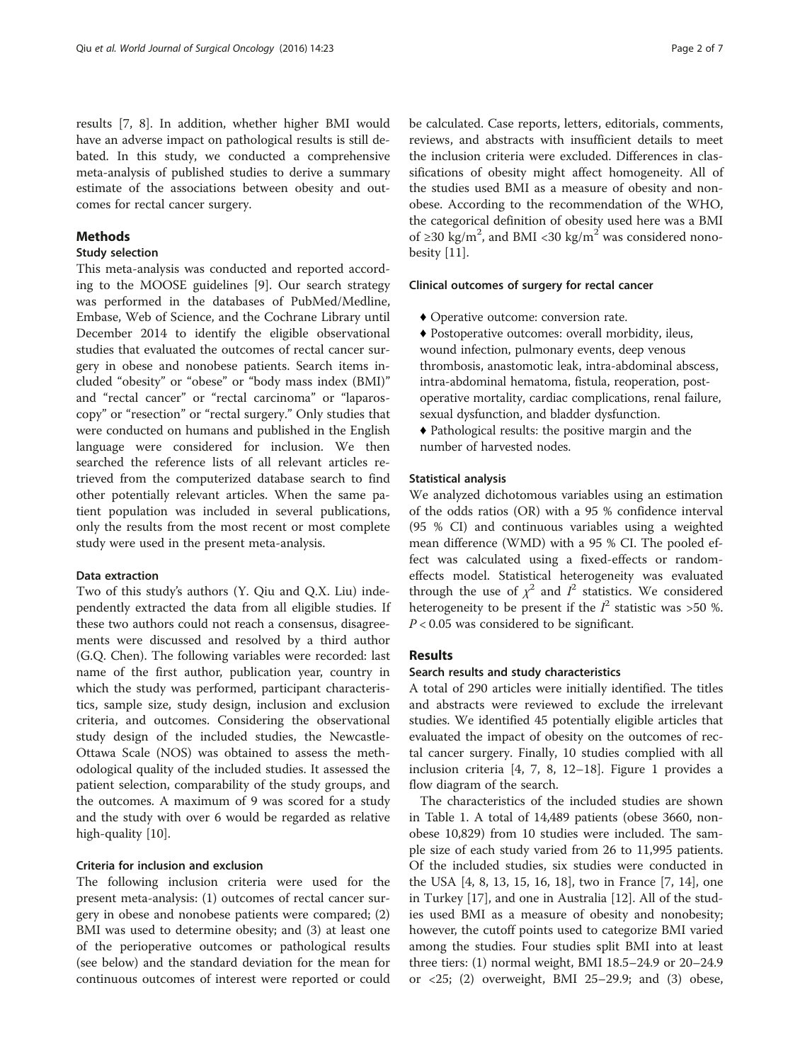results [7, 8]. In addition, whether higher BMI would have an adverse impact on pathological results is still debated. In this study, we conducted a comprehensive meta-analysis of published studies to derive a summary estimate of the associations between obesity and outcomes for rectal cancer surgery.

## Methods

### Study selection

This meta-analysis was conducted and reported according to the MOOSE guidelines [9]. Our search strategy was performed in the databases of PubMed/Medline, Embase, Web of Science, and the Cochrane Library until December 2014 to identify the eligible observational studies that evaluated the outcomes of rectal cancer surgery in obese and nonobese patients. Search items included "obesity" or "obese" or "body mass index (BMI)" and "rectal cancer" or "rectal carcinoma" or "laparoscopy" or "resection" or "rectal surgery." Only studies that were conducted on humans and published in the English language were considered for inclusion. We then searched the reference lists of all relevant articles retrieved from the computerized database search to find other potentially relevant articles. When the same patient population was included in several publications, only the results from the most recent or most complete study were used in the present meta-analysis.

#### Data extraction

Two of this study's authors (Y. Qiu and Q.X. Liu) independently extracted the data from all eligible studies. If these two authors could not reach a consensus, disagreements were discussed and resolved by a third author (G.Q. Chen). The following variables were recorded: last name of the first author, publication year, country in which the study was performed, participant characteristics, sample size, study design, inclusion and exclusion criteria, and outcomes. Considering the observational study design of the included studies, the Newcastle-Ottawa Scale (NOS) was obtained to assess the methodological quality of the included studies. It assessed the patient selection, comparability of the study groups, and the outcomes. A maximum of 9 was scored for a study and the study with over 6 would be regarded as relative high-quality [10].

#### Criteria for inclusion and exclusion

The following inclusion criteria were used for the present meta-analysis: (1) outcomes of rectal cancer surgery in obese and nonobese patients were compared; (2) BMI was used to determine obesity; and (3) at least one of the perioperative outcomes or pathological results (see below) and the standard deviation for the mean for continuous outcomes of interest were reported or could be calculated. Case reports, letters, editorials, comments, reviews, and abstracts with insufficient details to meet the inclusion criteria were excluded. Differences in classifications of obesity might affect homogeneity. All of the studies used BMI as a measure of obesity and nonobesity. According to the recommendation of the WHO, the categorical definition of obesity used here was a BMI of ≥30 kg/m$^2$, and BMI <30 kg/m$^2$ was considered nonobesity [11].

#### Clinical outcomes of surgery for rectal cancer

- ♦ Operative outcome: conversion rate.
- ♦ Postoperative outcomes: overall morbidity, ileus, wound infection, pulmonary events, deep venous thrombosis, anastomotic leak, intra-abdominal abscess, intra-abdominal hematoma, fistula, reoperation, postoperative mortality, cardiac complications, renal failure, sexual dysfunction, and bladder dysfunction.
- ♦ Pathological results: the positive margin and the number of harvested nodes.

#### Statistical analysis

We analyzed dichotomous variables using an estimation of the odds ratios (OR) with a 95 % confidence interval (95 % CI) and continuous variables using a weighted mean difference (WMD) with a 95 % CI. The pooled effect was calculated using a fixed-effects or random-effects model. Statistical heterogeneity was evaluated through the use of $\chi^2$ and $I^2$ statistics. We considered heterogeneity to be present if the $I^2$ statistic was >50 %. $P < 0.05$ was considered to be significant.

## Results

### Search results and study characteristics

A total of 290 articles were initially identified. The titles and abstracts were reviewed to exclude the irrelevant studies. We identified 45 potentially eligible articles that evaluated the impact of obesity on the outcomes of rectal cancer surgery. Finally, 10 studies complied with all inclusion criteria [4, 7, 8, 12–18]. Figure 1 provides a flow diagram of the search.

The characteristics of the included studies are shown in Table 1. A total of 14,489 patients (obese 3660, nonobese 10,829) from 10 studies were included. The sample size of each study varied from 26 to 11,995 patients. Of the included studies, six studies were conducted in the USA [4, 8, 13, 15, 16, 18], two in France [7, 14], one in Turkey [17], and one in Australia [12]. All of the studies used BMI as a measure of obesity and nonobesity; however, the cutoff points used to categorize BMI varied among the studies. Four studies split BMI into at least three tiers: (1) normal weight, BMI 18.5–24.9 or 20–24.9 or <25; (2) overweight, BMI 25–29.9; and (3) obese,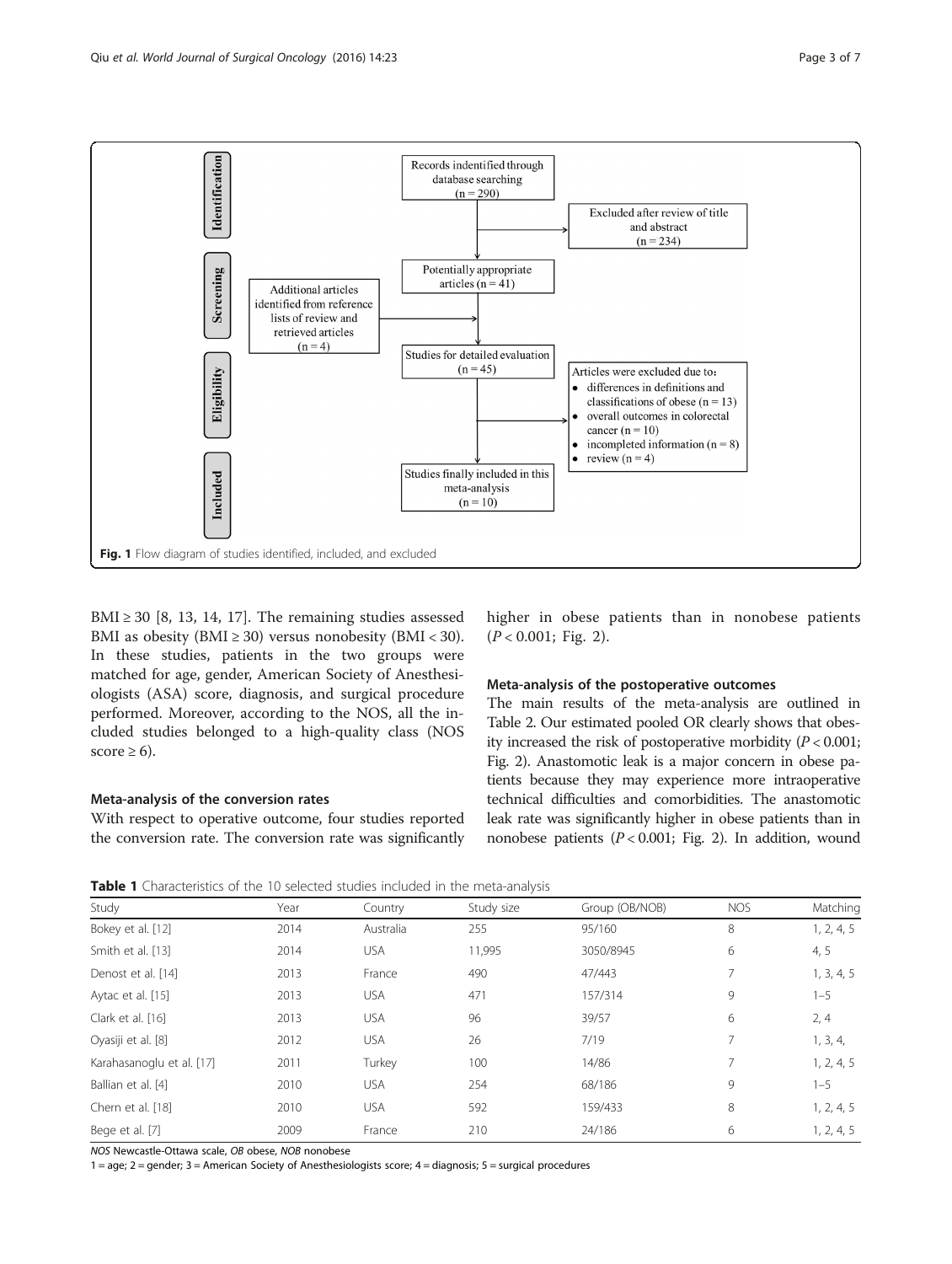Records indentified through database searching (n = 290)

Excluded after review of title and abstract (n = 234)

Potentially appropriate articles (n = 41)

Additional articles identified from reference lists of review and retrieved articles (n = 4)

Studies for detailed evaluation (n = 45)

Articles were excluded due to:

- differences in definitions and classifications of obese (n = 13)
- overall outcomes in colorectal cancer (n = 10)
- incompleted information (n = 8)
- review (n = 4)

Studies finally included in this meta-analysis (n = 10)

Identification · Screening · Eligibility · Included

**Fig. 1** Flow diagram of studies identified, included, and excluded

BMI ≥ 30 [8, 13, 14, 17]. The remaining studies assessed BMI as obesity (BMI ≥ 30) versus nonobesity (BMI < 30). In these studies, patients in the two groups were matched for age, gender, American Society of Anesthesiologists (ASA) score, diagnosis, and surgical procedure performed. Moreover, according to the NOS, all the included studies belonged to a high-quality class (NOS score ≥ 6).

### Meta-analysis of the conversion rates

With respect to operative outcome, four studies reported the conversion rate. The conversion rate was significantly higher in obese patients than in nonobese patients ($P < 0.001$; Fig. 2).

### Meta-analysis of the postoperative outcomes

The main results of the meta-analysis are outlined in Table 2. Our estimated pooled OR clearly shows that obesity increased the risk of postoperative morbidity ($P < 0.001$; Fig. 2). Anastomotic leak is a major concern in obese patients because they may experience more intraoperative technical difficulties and comorbidities. The anastomotic leak rate was significantly higher in obese patients than in nonobese patients ($P < 0.001$; Fig. 2). In addition, wound

**Table 1** Characteristics of the 10 selected studies included in the meta-analysis

| Study | Year | Country | Study size | Group (OB/NOB) | NOS | Matching |
|---|---|---|---|---|---|---|
| Bokey et al. [12] | 2014 | Australia | 255 | 95/160 | 8 | 1, 2, 4, 5 |
| Smith et al. [13] | 2014 | USA | 11,995 | 3050/8945 | 6 | 4, 5 |
| Denost et al. [14] | 2013 | France | 490 | 47/443 | 7 | 1, 3, 4, 5 |
| Aytac et al. [15] | 2013 | USA | 471 | 157/314 | 9 | 1–5 |
| Clark et al. [16] | 2013 | USA | 96 | 39/57 | 6 | 2, 4 |
| Oyasiji et al. [8] | 2012 | USA | 26 | 7/19 | 7 | 1, 3, 4, |
| Karahasanoglu et al. [17] | 2011 | Turkey | 100 | 14/86 | 7 | 1, 2, 4, 5 |
| Ballian et al. [4] | 2010 | USA | 254 | 68/186 | 9 | 1–5 |
| Chern et al. [18] | 2010 | USA | 592 | 159/433 | 8 | 1, 2, 4, 5 |
| Bege et al. [7] | 2009 | France | 210 | 24/186 | 6 | 1, 2, 4, 5 |

*NOS* Newcastle-Ottawa scale, *OB* obese, *NOB* nonobese

1 = age; 2 = gender; 3 = American Society of Anesthesiologists score; 4 = diagnosis; 5 = surgical procedures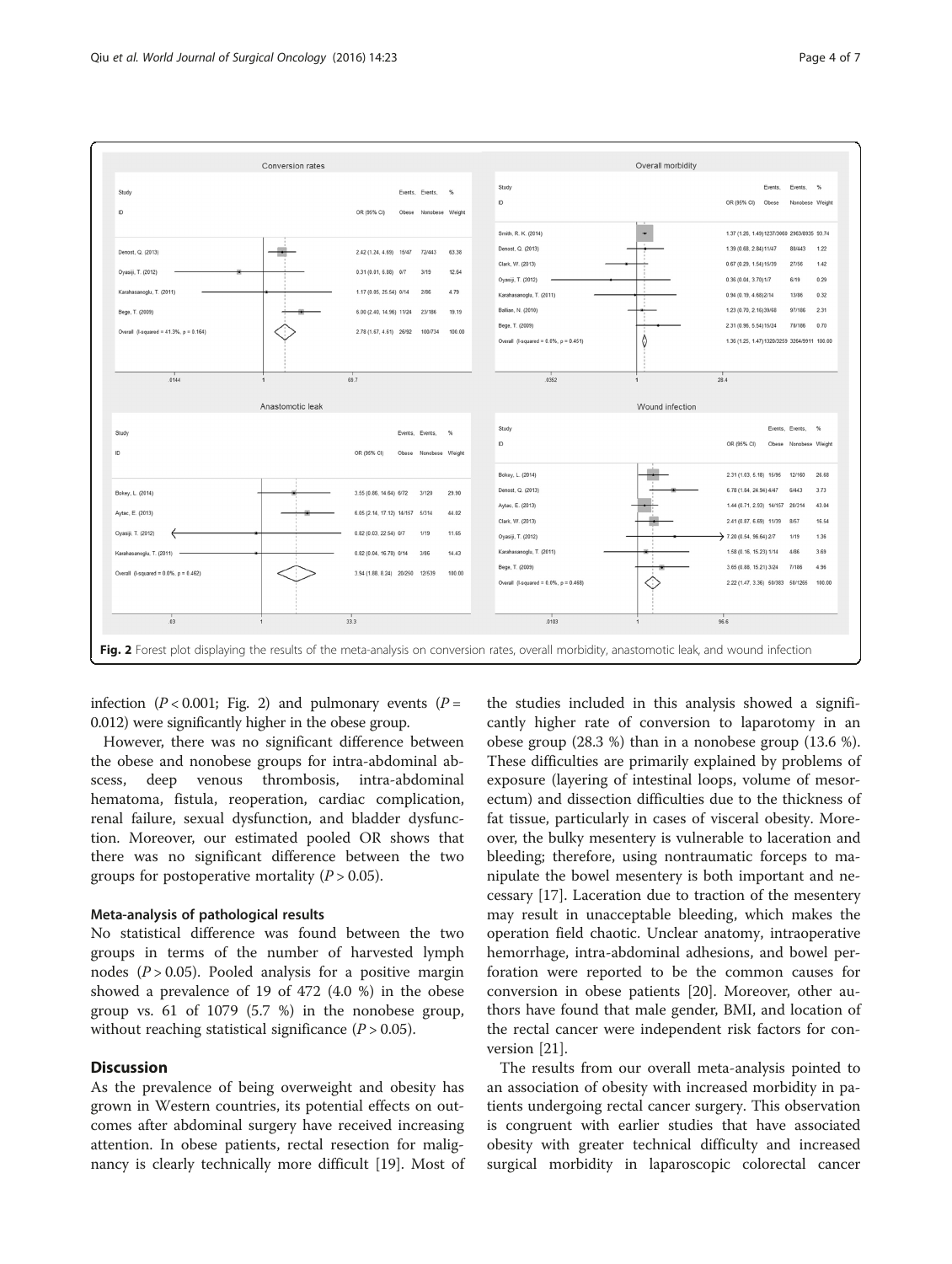Fig. 2 Forest plot displaying the results of the meta-analysis on conversion rates, overall morbidity, anastomotic leak, and wound infection

infection ($P < 0.001$; Fig. 2) and pulmonary events ($P = 0.012$) were significantly higher in the obese group.

However, there was no significant difference between the obese and nonobese groups for intra-abdominal abscess, deep venous thrombosis, intra-abdominal hematoma, fistula, reoperation, cardiac complication, renal failure, sexual dysfunction, and bladder dysfunction. Moreover, our estimated pooled OR shows that there was no significant difference between the two groups for postoperative mortality ($P > 0.05$).

### Meta-analysis of pathological results

No statistical difference was found between the two groups in terms of the number of harvested lymph nodes ($P > 0.05$). Pooled analysis for a positive margin showed a prevalence of 19 of 472 (4.0 %) in the obese group vs. 61 of 1079 (5.7 %) in the nonobese group, without reaching statistical significance ($P > 0.05$).

## Discussion

As the prevalence of being overweight and obesity has grown in Western countries, its potential effects on outcomes after abdominal surgery have received increasing attention. In obese patients, rectal resection for malignancy is clearly technically more difficult [19]. Most of the studies included in this analysis showed a significantly higher rate of conversion to laparotomy in an obese group (28.3 %) than in a nonobese group (13.6 %). These difficulties are primarily explained by problems of exposure (layering of intestinal loops, volume of mesorectum) and dissection difficulties due to the thickness of fat tissue, particularly in cases of visceral obesity. Moreover, the bulky mesentery is vulnerable to laceration and bleeding; therefore, using nontraumatic forceps to manipulate the bowel mesentery is both important and necessary [17]. Laceration due to traction of the mesentery may result in unacceptable bleeding, which makes the operation field chaotic. Unclear anatomy, intraoperative hemorrhage, intra-abdominal adhesions, and bowel perforation were reported to be the common causes for conversion in obese patients [20]. Moreover, other authors have found that male gender, BMI, and location of the rectal cancer were independent risk factors for conversion [21].

The results from our overall meta-analysis pointed to an association of obesity with increased morbidity in patients undergoing rectal cancer surgery. This observation is congruent with earlier studies that have associated obesity with greater technical difficulty and increased surgical morbidity in laparoscopic colorectal cancer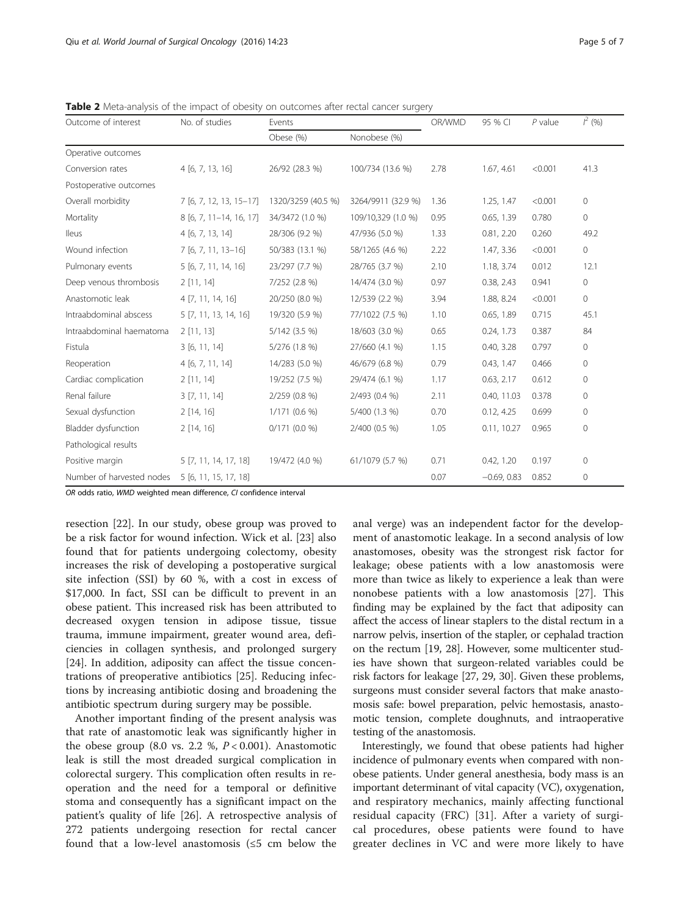**Table 2** Meta-analysis of the impact of obesity on outcomes after rectal cancer surgery

| Outcome of interest | No. of studies | Events | | OR/WMD | 95 % CI | *P* value | $I^2$ (%) |
|---|---|---|---|---|---|---|---|
| | | Obese (%) | Nonobese (%) | | | | |
| Operative outcomes | | | | | | | |
| Conversion rates | 4 [6, 7, 13, 16] | 26/92 (28.3 %) | 100/734 (13.6 %) | 2.78 | 1.67, 4.61 | <0.001 | 41.3 |
| Postoperative outcomes | | | | | | | |
| Overall morbidity | 7 [6, 7, 12, 13, 15–17] | 1320/3259 (40.5 %) | 3264/9911 (32.9 %) | 1.36 | 1.25, 1.47 | <0.001 | 0 |
| Mortality | 8 [6, 7, 11–14, 16, 17] | 34/3472 (1.0 %) | 109/10,329 (1.0 %) | 0.95 | 0.65, 1.39 | 0.780 | 0 |
| Ileus | 4 [6, 7, 13, 14] | 28/306 (9.2 %) | 47/936 (5.0 %) | 1.33 | 0.81, 2.20 | 0.260 | 49.2 |
| Wound infection | 7 [6, 7, 11, 13–16] | 50/383 (13.1 %) | 58/1265 (4.6 %) | 2.22 | 1.47, 3.36 | <0.001 | 0 |
| Pulmonary events | 5 [6, 7, 11, 14, 16] | 23/297 (7.7 %) | 28/765 (3.7 %) | 2.10 | 1.18, 3.74 | 0.012 | 12.1 |
| Deep venous thrombosis | 2 [11, 14] | 7/252 (2.8 %) | 14/474 (3.0 %) | 0.97 | 0.38, 2.43 | 0.941 | 0 |
| Anastomotic leak | 4 [7, 11, 14, 16] | 20/250 (8.0 %) | 12/539 (2.2 %) | 3.94 | 1.88, 8.24 | <0.001 | 0 |
| Intraabdominal abscess | 5 [7, 11, 13, 14, 16] | 19/320 (5.9 %) | 77/1022 (7.5 %) | 1.10 | 0.65, 1.89 | 0.715 | 45.1 |
| Intraabdominal haematoma | 2 [11, 13] | 5/142 (3.5 %) | 18/603 (3.0 %) | 0.65 | 0.24, 1.73 | 0.387 | 84 |
| Fistula | 3 [6, 11, 14] | 5/276 (1.8 %) | 27/660 (4.1 %) | 1.15 | 0.40, 3.28 | 0.797 | 0 |
| Reoperation | 4 [6, 7, 11, 14] | 14/283 (5.0 %) | 46/679 (6.8 %) | 0.79 | 0.43, 1.47 | 0.466 | 0 |
| Cardiac complication | 2 [11, 14] | 19/252 (7.5 %) | 29/474 (6.1 %) | 1.17 | 0.63, 2.17 | 0.612 | 0 |
| Renal failure | 3 [7, 11, 14] | 2/259 (0.8 %) | 2/493 (0.4 %) | 2.11 | 0.40, 11.03 | 0.378 | 0 |
| Sexual dysfunction | 2 [14, 16] | 1/171 (0.6 %) | 5/400 (1.3 %) | 0.70 | 0.12, 4.25 | 0.699 | 0 |
| Bladder dysfunction | 2 [14, 16] | 0/171 (0.0 %) | 2/400 (0.5 %) | 1.05 | 0.11, 10.27 | 0.965 | 0 |
| Pathological results | | | | | | | |
| Positive margin | 5 [7, 11, 14, 17, 18] | 19/472 (4.0 %) | 61/1079 (5.7 %) | 0.71 | 0.42, 1.20 | 0.197 | 0 |
| Number of harvested nodes | 5 [6, 11, 15, 17, 18] | | | 0.07 | −0.69, 0.83 | 0.852 | 0 |

*OR* odds ratio, *WMD* weighted mean difference, *CI* confidence interval

resection [22]. In our study, obese group was proved to be a risk factor for wound infection. Wick et al. [23] also found that for patients undergoing colectomy, obesity increases the risk of developing a postoperative surgical site infection (SSI) by 60 %, with a cost in excess of $17,000. In fact, SSI can be difficult to prevent in an obese patient. This increased risk has been attributed to decreased oxygen tension in adipose tissue, tissue trauma, immune impairment, greater wound area, deficiencies in collagen synthesis, and prolonged surgery [24]. In addition, adiposity can affect the tissue concentrations of preoperative antibiotics [25]. Reducing infections by increasing antibiotic dosing and broadening the antibiotic spectrum during surgery may be possible.

Another important finding of the present analysis was that rate of anastomotic leak was significantly higher in the obese group (8.0 vs. 2.2 %, $P < 0.001$). Anastomotic leak is still the most dreaded surgical complication in colorectal surgery. This complication often results in reoperation and the need for a temporal or definitive stoma and consequently has a significant impact on the patient's quality of life [26]. A retrospective analysis of 272 patients undergoing resection for rectal cancer found that a low-level anastomosis (≤5 cm below the anal verge) was an independent factor for the development of anastomotic leakage. In a second analysis of low anastomoses, obesity was the strongest risk factor for leakage; obese patients with a low anastomosis were more than twice as likely to experience a leak than were nonobese patients with a low anastomosis [27]. This finding may be explained by the fact that adiposity can affect the access of linear staplers to the distal rectum in a narrow pelvis, insertion of the stapler, or cephalad traction on the rectum [19, 28]. However, some multicenter studies have shown that surgeon-related variables could be risk factors for leakage [27, 29, 30]. Given these problems, surgeons must consider several factors that make anastomosis safe: bowel preparation, pelvic hemostasis, anastomotic tension, complete doughnuts, and intraoperative testing of the anastomosis.

Interestingly, we found that obese patients had higher incidence of pulmonary events when compared with nonobese patients. Under general anesthesia, body mass is an important determinant of vital capacity (VC), oxygenation, and respiratory mechanics, mainly affecting functional residual capacity (FRC) [31]. After a variety of surgical procedures, obese patients were found to have greater declines in VC and were more likely to have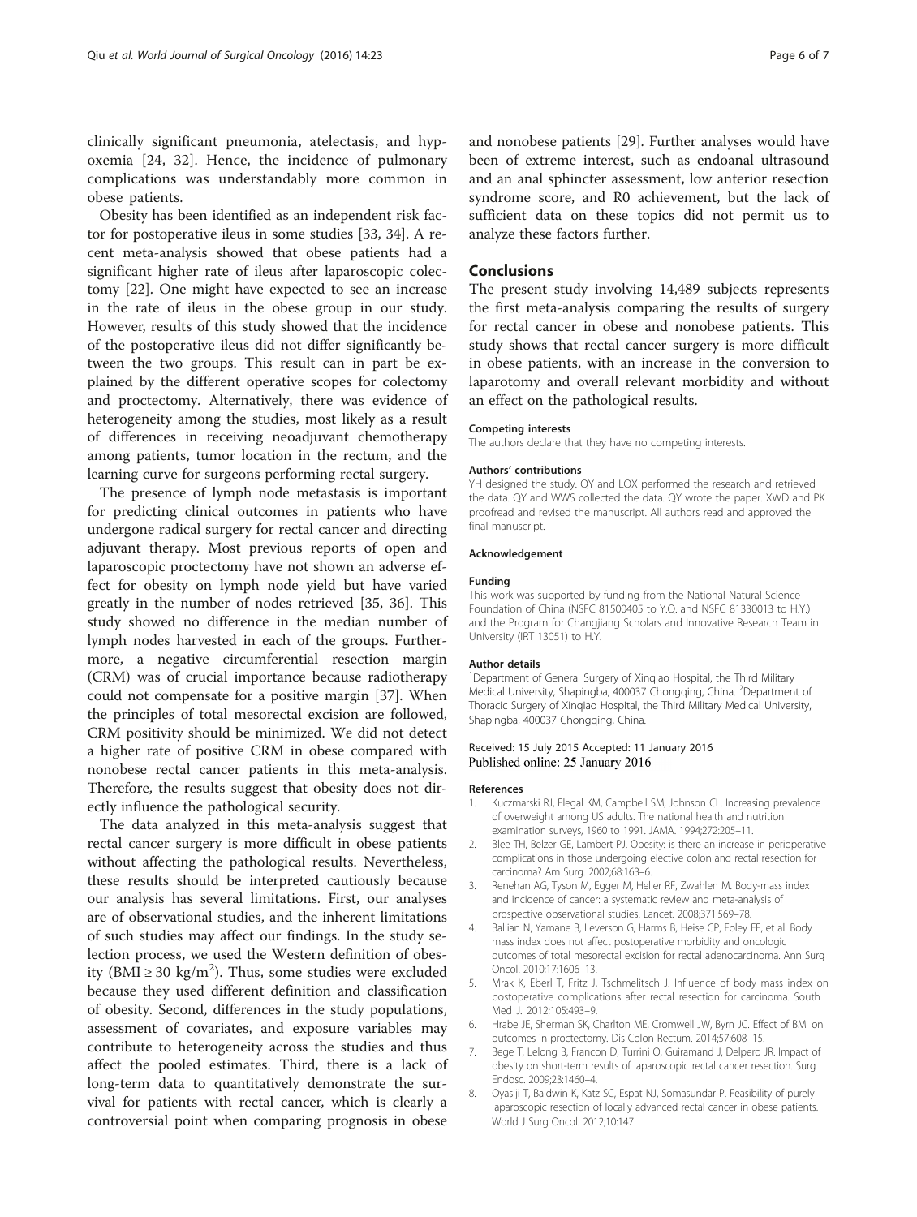clinically significant pneumonia, atelectasis, and hypoxemia [24, 32]. Hence, the incidence of pulmonary complications was understandably more common in obese patients.

Obesity has been identified as an independent risk factor for postoperative ileus in some studies [33, 34]. A recent meta-analysis showed that obese patients had a significant higher rate of ileus after laparoscopic colectomy [22]. One might have expected to see an increase in the rate of ileus in the obese group in our study. However, results of this study showed that the incidence of the postoperative ileus did not differ significantly between the two groups. This result can in part be explained by the different operative scopes for colectomy and proctectomy. Alternatively, there was evidence of heterogeneity among the studies, most likely as a result of differences in receiving neoadjuvant chemotherapy among patients, tumor location in the rectum, and the learning curve for surgeons performing rectal surgery.

The presence of lymph node metastasis is important for predicting clinical outcomes in patients who have undergone radical surgery for rectal cancer and directing adjuvant therapy. Most previous reports of open and laparoscopic proctectomy have not shown an adverse effect for obesity on lymph node yield but have varied greatly in the number of nodes retrieved [35, 36]. This study showed no difference in the median number of lymph nodes harvested in each of the groups. Furthermore, a negative circumferential resection margin (CRM) was of crucial importance because radiotherapy could not compensate for a positive margin [37]. When the principles of total mesorectal excision are followed, CRM positivity should be minimized. We did not detect a higher rate of positive CRM in obese compared with nonobese rectal cancer patients in this meta-analysis. Therefore, the results suggest that obesity does not directly influence the pathological security.

The data analyzed in this meta-analysis suggest that rectal cancer surgery is more difficult in obese patients without affecting the pathological results. Nevertheless, these results should be interpreted cautiously because our analysis has several limitations. First, our analyses are of observational studies, and the inherent limitations of such studies may affect our findings. In the study selection process, we used the Western definition of obesity (BMI ≥ 30 $kg/m^2$). Thus, some studies were excluded because they used different definition and classification of obesity. Second, differences in the study populations, assessment of covariates, and exposure variables may contribute to heterogeneity across the studies and thus affect the pooled estimates. Third, there is a lack of long-term data to quantitatively demonstrate the survival for patients with rectal cancer, which is clearly a controversial point when comparing prognosis in obese and nonobese patients [29]. Further analyses would have been of extreme interest, such as endoanal ultrasound and an anal sphincter assessment, low anterior resection syndrome score, and R0 achievement, but the lack of sufficient data on these topics did not permit us to analyze these factors further.

## Conclusions

The present study involving 14,489 subjects represents the first meta-analysis comparing the results of surgery for rectal cancer in obese and nonobese patients. This study shows that rectal cancer surgery is more difficult in obese patients, with an increase in the conversion to laparotomy and overall relevant morbidity and without an effect on the pathological results.

#### Competing interests

The authors declare that they have no competing interests.

#### Authors' contributions

YH designed the study. QY and LQX performed the research and retrieved the data. QY and WWS collected the data. QY wrote the paper. XWD and PK proofread and revised the manuscript. All authors read and approved the final manuscript.

#### Acknowledgement

#### Funding

This work was supported by funding from the National Natural Science Foundation of China (NSFC 81500405 to Y.Q. and NSFC 81330013 to H.Y.) and the Program for Changjiang Scholars and Innovative Research Team in University (IRT 13051) to H.Y.

#### Author details

[1]Department of General Surgery of Xinqiao Hospital, the Third Military Medical University, Shapingba, 400037 Chongqing, China. [2]Department of Thoracic Surgery of Xinqiao Hospital, the Third Military Medical University, Shapingba, 400037 Chongqing, China.

Received: 15 July 2015 Accepted: 11 January 2016
Published online: 25 January 2016

#### References

1. Kuczmarski RJ, Flegal KM, Campbell SM, Johnson CL. Increasing prevalence of overweight among US adults. The national health and nutrition examination surveys, 1960 to 1991. JAMA. 1994;272:205–11.
2. Blee TH, Belzer GE, Lambert PJ. Obesity: is there an increase in perioperative complications in those undergoing elective colon and rectal resection for carcinoma? Am Surg. 2002;68:163–6.
3. Renehan AG, Tyson M, Egger M, Heller RF, Zwahlen M. Body-mass index and incidence of cancer: a systematic review and meta-analysis of prospective observational studies. Lancet. 2008;371:569–78.
4. Ballian N, Yamane B, Leverson G, Harms B, Heise CP, Foley EF, et al. Body mass index does not affect postoperative morbidity and oncologic outcomes of total mesorectal excision for rectal adenocarcinoma. Ann Surg Oncol. 2010;17:1606–13.
5. Mrak K, Eberl T, Fritz J, Tschmelitsch J. Influence of body mass index on postoperative complications after rectal resection for carcinoma. South Med J. 2012;105:493–9.
6. Hrabe JE, Sherman SK, Charlton ME, Cromwell JW, Byrn JC. Effect of BMI on outcomes in proctectomy. Dis Colon Rectum. 2014;57:608–15.
7. Bege T, Lelong B, Francon D, Turrini O, Guiramand J, Delpero JR. Impact of obesity on short-term results of laparoscopic rectal cancer resection. Surg Endosc. 2009;23:1460–4.
8. Oyasiji T, Baldwin K, Katz SC, Espat NJ, Somasundar P. Feasibility of purely laparoscopic resection of locally advanced rectal cancer in obese patients. World J Surg Oncol. 2012;10:147.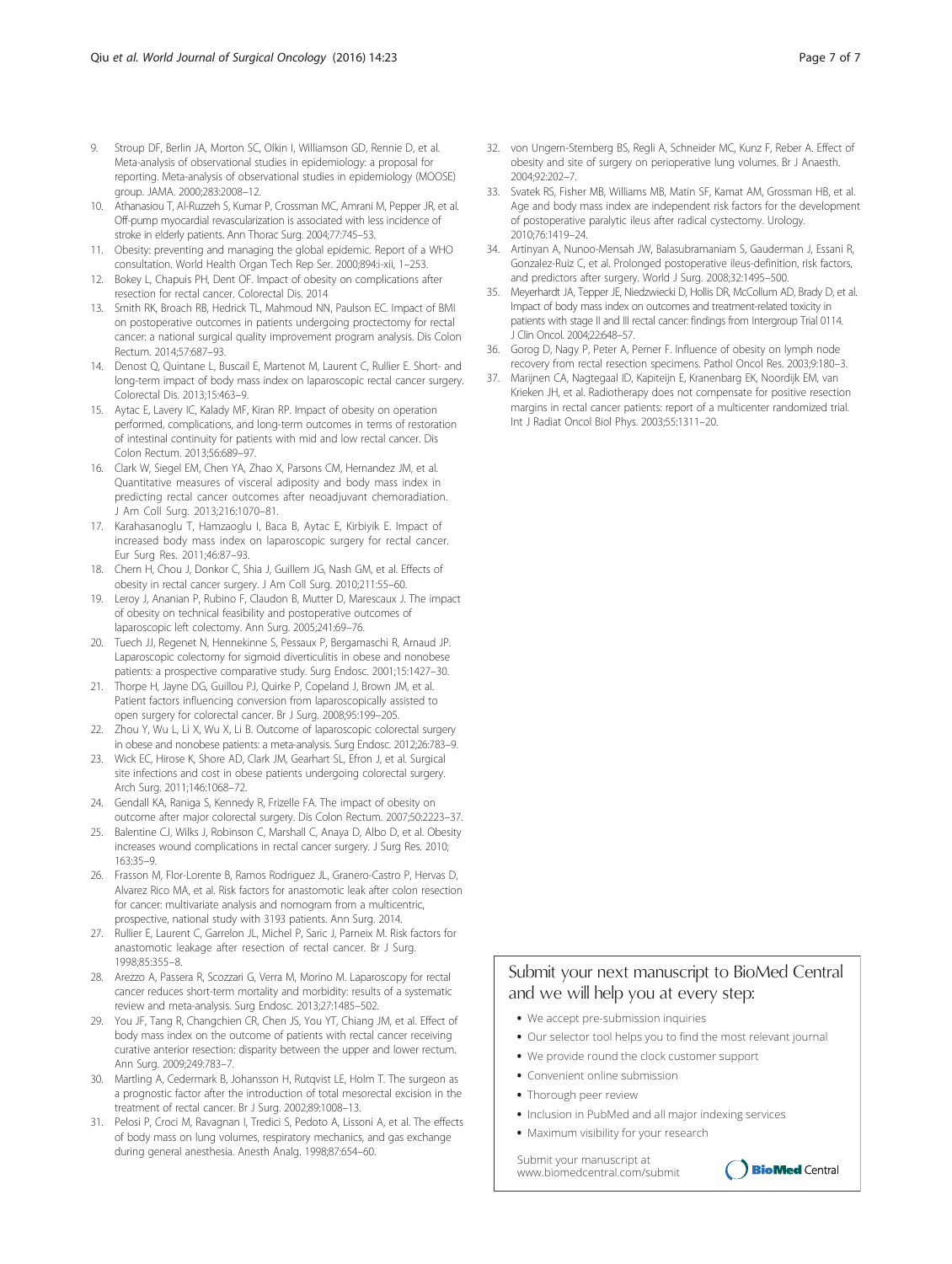9. Stroup DF, Berlin JA, Morton SC, Olkin I, Williamson GD, Rennie D, et al. Meta-analysis of observational studies in epidemiology: a proposal for reporting. Meta-analysis of observational studies in epidemiology (MOOSE) group. JAMA. 2000;283:2008–12.
10. Athanasiou T, Al-Ruzzeh S, Kumar P, Crossman MC, Amrani M, Pepper JR, et al. Off-pump myocardial revascularization is associated with less incidence of stroke in elderly patients. Ann Thorac Surg. 2004;77:745–53.
11. Obesity: preventing and managing the global epidemic. Report of a WHO consultation. World Health Organ Tech Rep Ser. 2000;894:i-xii, 1–253.
12. Bokey L, Chapuis PH, Dent OF. Impact of obesity on complications after resection for rectal cancer. Colorectal Dis. 2014
13. Smith RK, Broach RB, Hedrick TL, Mahmoud NN, Paulson EC. Impact of BMI on postoperative outcomes in patients undergoing proctectomy for rectal cancer: a national surgical quality improvement program analysis. Dis Colon Rectum. 2014;57:687–93.
14. Denost Q, Quintane L, Buscail E, Martenot M, Laurent C, Rullier E. Short- and long-term impact of body mass index on laparoscopic rectal cancer surgery. Colorectal Dis. 2013;15:463–9.
15. Aytac E, Lavery IC, Kalady MF, Kiran RP. Impact of obesity on operation performed, complications, and long-term outcomes in terms of restoration of intestinal continuity for patients with mid and low rectal cancer. Dis Colon Rectum. 2013;56:689–97.
16. Clark W, Siegel EM, Chen YA, Zhao X, Parsons CM, Hernandez JM, et al. Quantitative measures of visceral adiposity and body mass index in predicting rectal cancer outcomes after neoadjuvant chemoradiation. J Am Coll Surg. 2013;216:1070–81.
17. Karahasanoglu T, Hamzaoglu I, Baca B, Aytac E, Kirbiyik E. Impact of increased body mass index on laparoscopic surgery for rectal cancer. Eur Surg Res. 2011;46:87–93.
18. Chern H, Chou J, Donkor C, Shia J, Guillem JG, Nash GM, et al. Effects of obesity in rectal cancer surgery. J Am Coll Surg. 2010;211:55–60.
19. Leroy J, Ananian P, Rubino F, Claudon B, Mutter D, Marescaux J. The impact of obesity on technical feasibility and postoperative outcomes of laparoscopic left colectomy. Ann Surg. 2005;241:69–76.
20. Tuech JJ, Regenet N, Hennekinne S, Pessaux P, Bergamaschi R, Arnaud JP. Laparoscopic colectomy for sigmoid diverticulitis in obese and nonobese patients: a prospective comparative study. Surg Endosc. 2001;15:1427–30.
21. Thorpe H, Jayne DG, Guillou PJ, Quirke P, Copeland J, Brown JM, et al. Patient factors influencing conversion from laparoscopically assisted to open surgery for colorectal cancer. Br J Surg. 2008;95:199–205.
22. Zhou Y, Wu L, Li X, Wu X, Li B. Outcome of laparoscopic colorectal surgery in obese and nonobese patients: a meta-analysis. Surg Endosc. 2012;26:783–9.
23. Wick EC, Hirose K, Shore AD, Clark JM, Gearhart SL, Efron J, et al. Surgical site infections and cost in obese patients undergoing colorectal surgery. Arch Surg. 2011;146:1068–72.
24. Gendall KA, Raniga S, Kennedy R, Frizelle FA. The impact of obesity on outcome after major colorectal surgery. Dis Colon Rectum. 2007;50:2223–37.
25. Balentine CJ, Wilks J, Robinson C, Marshall C, Anaya D, Albo D, et al. Obesity increases wound complications in rectal cancer surgery. J Surg Res. 2010; 163:35–9.
26. Frasson M, Flor-Lorente B, Ramos Rodriguez JL, Granero-Castro P, Hervas D, Alvarez Rico MA, et al. Risk factors for anastomotic leak after colon resection for cancer: multivariate analysis and nomogram from a multicentric, prospective, national study with 3193 patients. Ann Surg. 2014.
27. Rullier E, Laurent C, Garrelon JL, Michel P, Saric J, Parneix M. Risk factors for anastomotic leakage after resection of rectal cancer. Br J Surg. 1998;85:355–8.
28. Arezzo A, Passera R, Scozzari G, Verra M, Morino M. Laparoscopy for rectal cancer reduces short-term mortality and morbidity: results of a systematic review and meta-analysis. Surg Endosc. 2013;27:1485–502.
29. You JF, Tang R, Changchien CR, Chen JS, You YT, Chiang JM, et al. Effect of body mass index on the outcome of patients with rectal cancer receiving curative anterior resection: disparity between the upper and lower rectum. Ann Surg. 2009;249:783–7.
30. Martling A, Cedermark B, Johansson H, Rutqvist LE, Holm T. The surgeon as a prognostic factor after the introduction of total mesorectal excision in the treatment of rectal cancer. Br J Surg. 2002;89:1008–13.
31. Pelosi P, Croci M, Ravagnan I, Tredici S, Pedoto A, Lissoni A, et al. The effects of body mass on lung volumes, respiratory mechanics, and gas exchange during general anesthesia. Anesth Analg. 1998;87:654–60.
32. von Ungern-Sternberg BS, Regli A, Schneider MC, Kunz F, Reber A. Effect of obesity and site of surgery on perioperative lung volumes. Br J Anaesth. 2004;92:202–7.
33. Svatek RS, Fisher MB, Williams MB, Matin SF, Kamat AM, Grossman HB, et al. Age and body mass index are independent risk factors for the development of postoperative paralytic ileus after radical cystectomy. Urology. 2010;76:1419–24.
34. Artinyan A, Nunoo-Mensah JW, Balasubramaniam S, Gauderman J, Essani R, Gonzalez-Ruiz C, et al. Prolonged postoperative ileus-definition, risk factors, and predictors after surgery. World J Surg. 2008;32:1495–500.
35. Meyerhardt JA, Tepper JE, Niedzwiecki D, Hollis DR, McCollum AD, Brady D, et al. Impact of body mass index on outcomes and treatment-related toxicity in patients with stage II and III rectal cancer: findings from Intergroup Trial 0114. J Clin Oncol. 2004;22:648–57.
36. Gorog D, Nagy P, Peter A, Perner F. Influence of obesity on lymph node recovery from rectal resection specimens. Pathol Oncol Res. 2003;9:180–3.
37. Marijnen CA, Nagtegaal ID, Kapiteijn E, Kranenbarg EK, Noordijk EM, van Krieken JH, et al. Radiotherapy does not compensate for positive resection margins in rectal cancer patients: report of a multicenter randomized trial. Int J Radiat Oncol Biol Phys. 2003;55:1311–20.

Submit your next manuscript to BioMed Central and we will help you at every step:

- We accept pre-submission inquiries
- Our selector tool helps you to find the most relevant journal
- We provide round the clock customer support
- Convenient online submission
- Thorough peer review
- Inclusion in PubMed and all major indexing services
- Maximum visibility for your research

Submit your manuscript at
www.biomedcentral.com/submit

BioMed Central